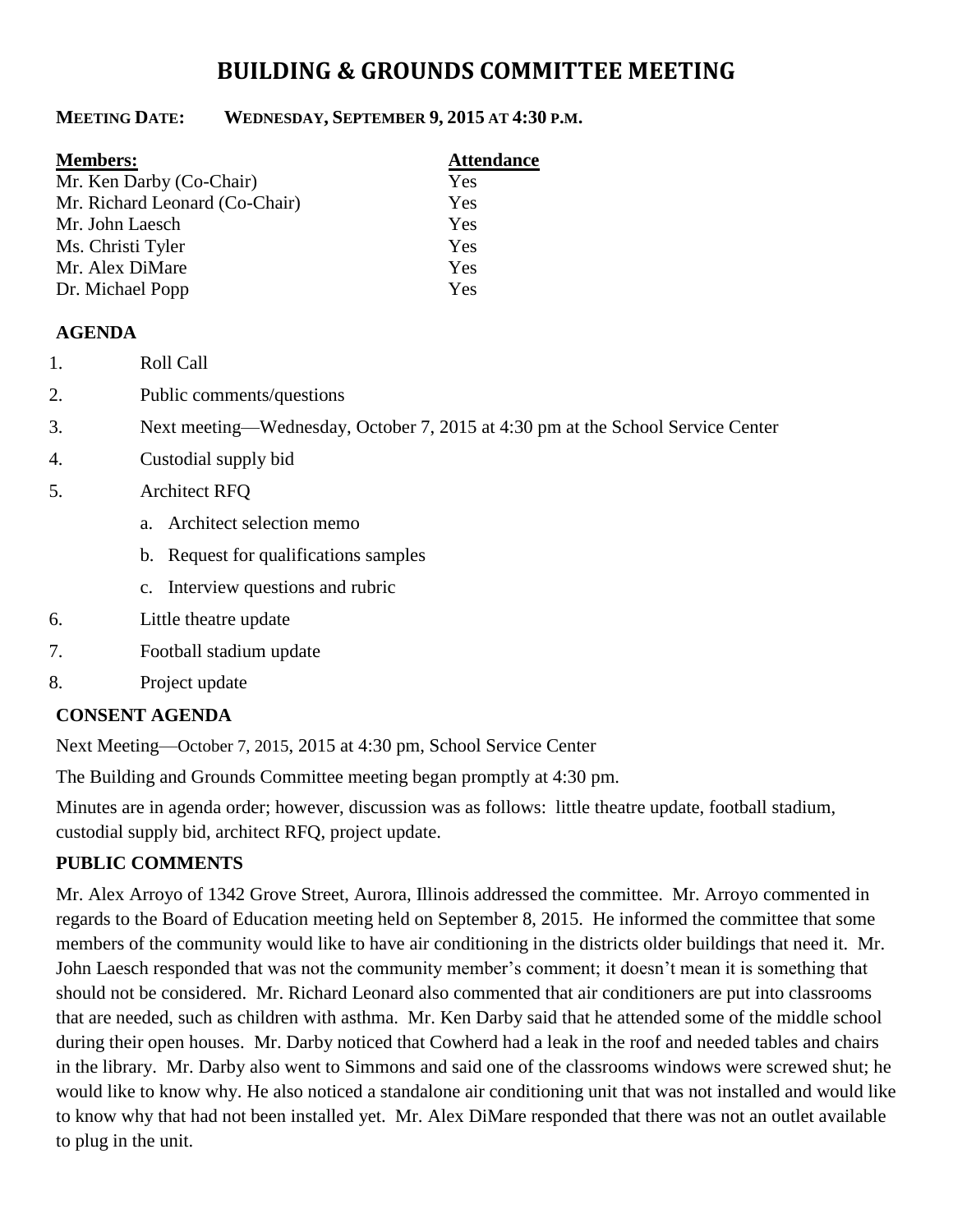# BUILDING & GROUNDS COMMITTEE MEETING

**MEETING DATE: WEDNESDAY, SEPTEMBER 9, 2015 AT 4:30 P.M.**

| Members: | Attendance |
|---|---|
| Mr. Ken Darby (Co-Chair) | Yes |
| Mr. Richard Leonard (Co-Chair) | Yes |
| Mr. John Laesch | Yes |
| Ms. Christi Tyler | Yes |
| Mr. Alex DiMare | Yes |
| Dr. Michael Popp | Yes |

## AGENDA

1. Roll Call
2. Public comments/questions
3. Next meeting—Wednesday, October 7, 2015 at 4:30 pm at the School Service Center
4. Custodial supply bid
5. Architect RFQ
   a. Architect selection memo
   b. Request for qualifications samples
   c. Interview questions and rubric
6. Little theatre update
7. Football stadium update
8. Project update

## CONSENT AGENDA

Next Meeting—October 7, 2015, 2015 at 4:30 pm, School Service Center

The Building and Grounds Committee meeting began promptly at 4:30 pm.

Minutes are in agenda order; however, discussion was as follows: little theatre update, football stadium, custodial supply bid, architect RFQ, project update.

## PUBLIC COMMENTS

Mr. Alex Arroyo of 1342 Grove Street, Aurora, Illinois addressed the committee. Mr. Arroyo commented in regards to the Board of Education meeting held on September 8, 2015. He informed the committee that some members of the community would like to have air conditioning in the districts older buildings that need it. Mr. John Laesch responded that was not the community member's comment; it doesn't mean it is something that should not be considered. Mr. Richard Leonard also commented that air conditioners are put into classrooms that are needed, such as children with asthma. Mr. Ken Darby said that he attended some of the middle school during their open houses. Mr. Darby noticed that Cowherd had a leak in the roof and needed tables and chairs in the library. Mr. Darby also went to Simmons and said one of the classrooms windows were screwed shut; he would like to know why. He also noticed a standalone air conditioning unit that was not installed and would like to know why that had not been installed yet. Mr. Alex DiMare responded that there was not an outlet available to plug in the unit.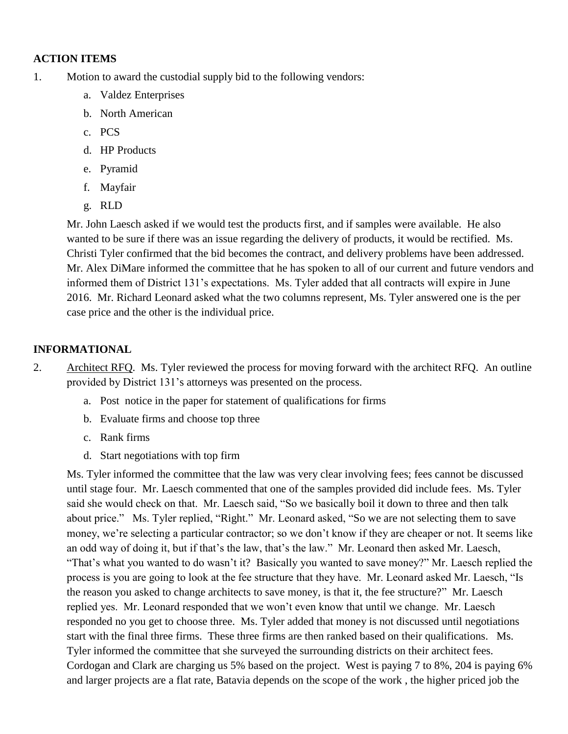## ACTION ITEMS

1. Motion to award the custodial supply bid to the following vendors:
   a. Valdez Enterprises
   b. North American
   c. PCS
   d. HP Products
   e. Pyramid
   f. Mayfair
   g. RLD

   Mr. John Laesch asked if we would test the products first, and if samples were available. He also wanted to be sure if there was an issue regarding the delivery of products, it would be rectified. Ms. Christi Tyler confirmed that the bid becomes the contract, and delivery problems have been addressed. Mr. Alex DiMare informed the committee that he has spoken to all of our current and future vendors and informed them of District 131's expectations. Ms. Tyler added that all contracts will expire in June 2016. Mr. Richard Leonard asked what the two columns represent, Ms. Tyler answered one is the per case price and the other is the individual price.

## INFORMATIONAL

2. Architect RFQ. Ms. Tyler reviewed the process for moving forward with the architect RFQ. An outline provided by District 131's attorneys was presented on the process.
   a. Post notice in the paper for statement of qualifications for firms
   b. Evaluate firms and choose top three
   c. Rank firms
   d. Start negotiations with top firm

   Ms. Tyler informed the committee that the law was very clear involving fees; fees cannot be discussed until stage four. Mr. Laesch commented that one of the samples provided did include fees. Ms. Tyler said she would check on that. Mr. Laesch said, "So we basically boil it down to three and then talk about price." Ms. Tyler replied, "Right." Mr. Leonard asked, "So we are not selecting them to save money, we're selecting a particular contractor; so we don't know if they are cheaper or not. It seems like an odd way of doing it, but if that's the law, that's the law." Mr. Leonard then asked Mr. Laesch, "That's what you wanted to do wasn't it? Basically you wanted to save money?" Mr. Laesch replied the process is you are going to look at the fee structure that they have. Mr. Leonard asked Mr. Laesch, "Is the reason you asked to change architects to save money, is that it, the fee structure?" Mr. Laesch replied yes. Mr. Leonard responded that we won't even know that until we change. Mr. Laesch responded no you get to choose three. Ms. Tyler added that money is not discussed until negotiations start with the final three firms. These three firms are then ranked based on their qualifications. Ms. Tyler informed the committee that she surveyed the surrounding districts on their architect fees. Cordogan and Clark are charging us 5% based on the project. West is paying 7 to 8%, 204 is paying 6% and larger projects are a flat rate, Batavia depends on the scope of the work , the higher priced job the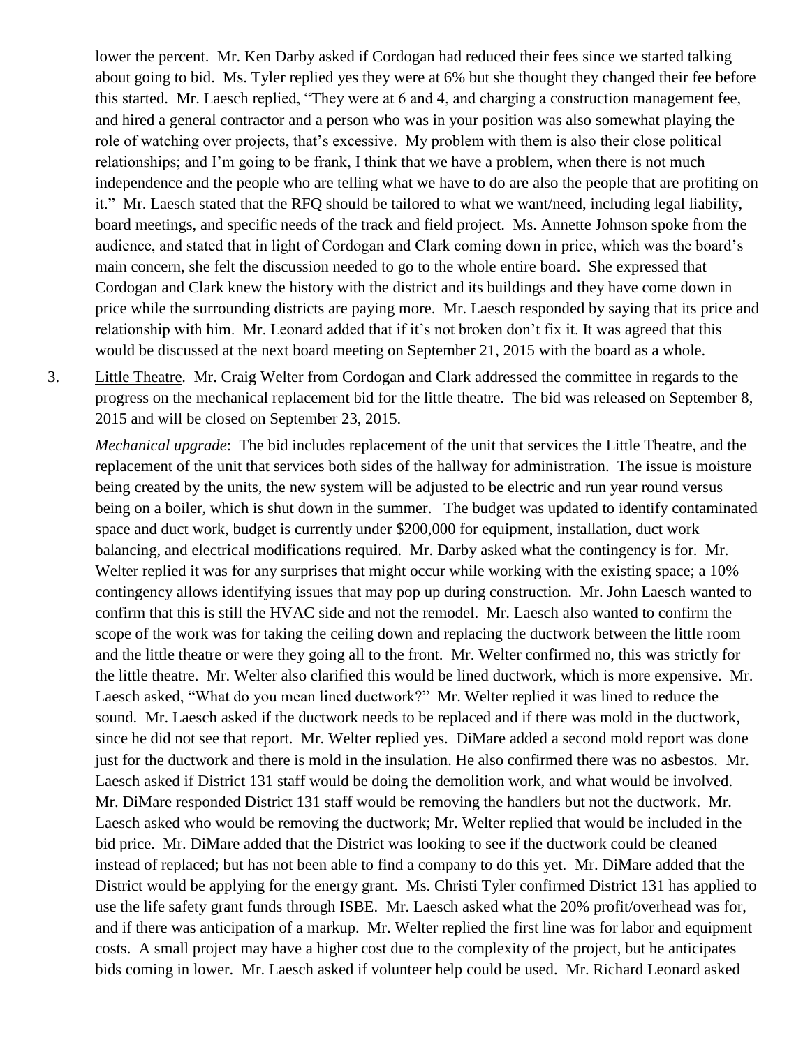lower the percent. Mr. Ken Darby asked if Cordogan had reduced their fees since we started talking about going to bid. Ms. Tyler replied yes they were at 6% but she thought they changed their fee before this started. Mr. Laesch replied, "They were at 6 and 4, and charging a construction management fee, and hired a general contractor and a person who was in your position was also somewhat playing the role of watching over projects, that's excessive. My problem with them is also their close political relationships; and I'm going to be frank, I think that we have a problem, when there is not much independence and the people who are telling what we have to do are also the people that are profiting on it." Mr. Laesch stated that the RFQ should be tailored to what we want/need, including legal liability, board meetings, and specific needs of the track and field project. Ms. Annette Johnson spoke from the audience, and stated that in light of Cordogan and Clark coming down in price, which was the board's main concern, she felt the discussion needed to go to the whole entire board. She expressed that Cordogan and Clark knew the history with the district and its buildings and they have come down in price while the surrounding districts are paying more. Mr. Laesch responded by saying that its price and relationship with him. Mr. Leonard added that if it's not broken don't fix it. It was agreed that this would be discussed at the next board meeting on September 21, 2015 with the board as a whole.

3. Little Theatre. Mr. Craig Welter from Cordogan and Clark addressed the committee in regards to the progress on the mechanical replacement bid for the little theatre. The bid was released on September 8, 2015 and will be closed on September 23, 2015.

   *Mechanical upgrade*: The bid includes replacement of the unit that services the Little Theatre, and the replacement of the unit that services both sides of the hallway for administration. The issue is moisture being created by the units, the new system will be adjusted to be electric and run year round versus being on a boiler, which is shut down in the summer. The budget was updated to identify contaminated space and duct work, budget is currently under $200,000 for equipment, installation, duct work balancing, and electrical modifications required. Mr. Darby asked what the contingency is for. Mr. Welter replied it was for any surprises that might occur while working with the existing space; a 10% contingency allows identifying issues that may pop up during construction. Mr. John Laesch wanted to confirm that this is still the HVAC side and not the remodel. Mr. Laesch also wanted to confirm the scope of the work was for taking the ceiling down and replacing the ductwork between the little room and the little theatre or were they going all to the front. Mr. Welter confirmed no, this was strictly for the little theatre. Mr. Welter also clarified this would be lined ductwork, which is more expensive. Mr. Laesch asked, "What do you mean lined ductwork?" Mr. Welter replied it was lined to reduce the sound. Mr. Laesch asked if the ductwork needs to be replaced and if there was mold in the ductwork, since he did not see that report. Mr. Welter replied yes. DiMare added a second mold report was done just for the ductwork and there is mold in the insulation. He also confirmed there was no asbestos. Mr. Laesch asked if District 131 staff would be doing the demolition work, and what would be involved. Mr. DiMare responded District 131 staff would be removing the handlers but not the ductwork. Mr. Laesch asked who would be removing the ductwork; Mr. Welter replied that would be included in the bid price. Mr. DiMare added that the District was looking to see if the ductwork could be cleaned instead of replaced; but has not been able to find a company to do this yet. Mr. DiMare added that the District would be applying for the energy grant. Ms. Christi Tyler confirmed District 131 has applied to use the life safety grant funds through ISBE. Mr. Laesch asked what the 20% profit/overhead was for, and if there was anticipation of a markup. Mr. Welter replied the first line was for labor and equipment costs. A small project may have a higher cost due to the complexity of the project, but he anticipates bids coming in lower. Mr. Laesch asked if volunteer help could be used. Mr. Richard Leonard asked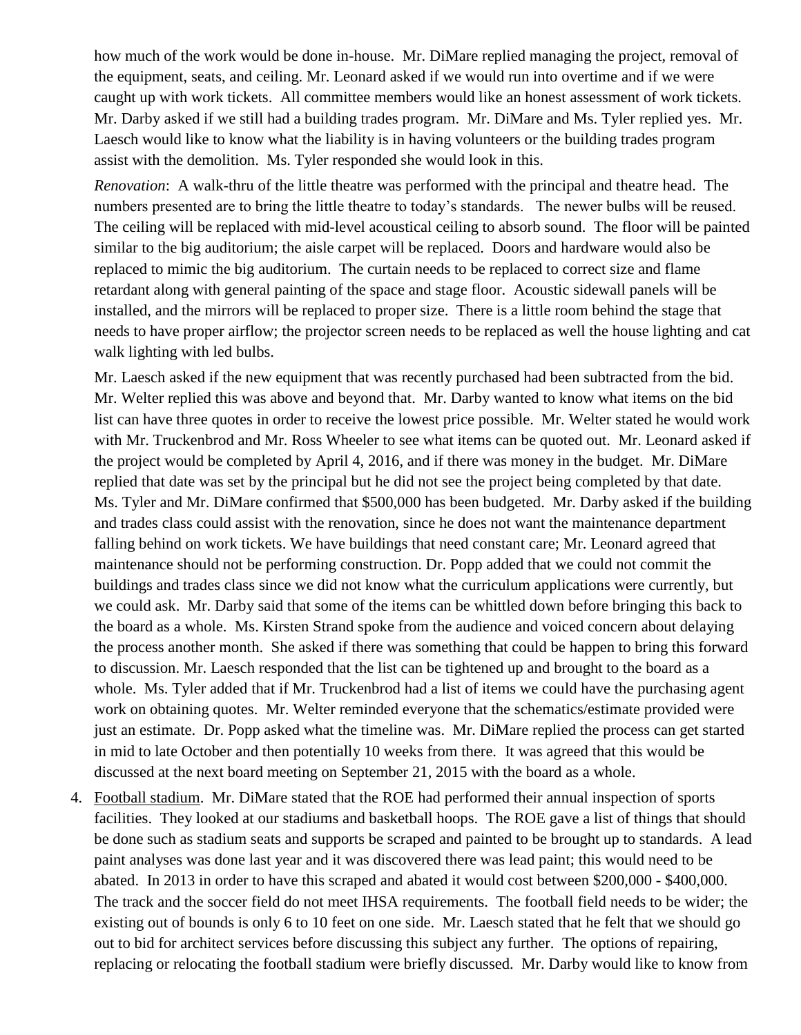how much of the work would be done in-house. Mr. DiMare replied managing the project, removal of the equipment, seats, and ceiling. Mr. Leonard asked if we would run into overtime and if we were caught up with work tickets. All committee members would like an honest assessment of work tickets. Mr. Darby asked if we still had a building trades program. Mr. DiMare and Ms. Tyler replied yes. Mr. Laesch would like to know what the liability is in having volunteers or the building trades program assist with the demolition. Ms. Tyler responded she would look in this.

*Renovation*: A walk-thru of the little theatre was performed with the principal and theatre head. The numbers presented are to bring the little theatre to today's standards. The newer bulbs will be reused. The ceiling will be replaced with mid-level acoustical ceiling to absorb sound. The floor will be painted similar to the big auditorium; the aisle carpet will be replaced. Doors and hardware would also be replaced to mimic the big auditorium. The curtain needs to be replaced to correct size and flame retardant along with general painting of the space and stage floor. Acoustic sidewall panels will be installed, and the mirrors will be replaced to proper size. There is a little room behind the stage that needs to have proper airflow; the projector screen needs to be replaced as well the house lighting and cat walk lighting with led bulbs.

Mr. Laesch asked if the new equipment that was recently purchased had been subtracted from the bid. Mr. Welter replied this was above and beyond that. Mr. Darby wanted to know what items on the bid list can have three quotes in order to receive the lowest price possible. Mr. Welter stated he would work with Mr. Truckenbrod and Mr. Ross Wheeler to see what items can be quoted out. Mr. Leonard asked if the project would be completed by April 4, 2016, and if there was money in the budget. Mr. DiMare replied that date was set by the principal but he did not see the project being completed by that date. Ms. Tyler and Mr. DiMare confirmed that $500,000 has been budgeted. Mr. Darby asked if the building and trades class could assist with the renovation, since he does not want the maintenance department falling behind on work tickets. We have buildings that need constant care; Mr. Leonard agreed that maintenance should not be performing construction. Dr. Popp added that we could not commit the buildings and trades class since we did not know what the curriculum applications were currently, but we could ask. Mr. Darby said that some of the items can be whittled down before bringing this back to the board as a whole. Ms. Kirsten Strand spoke from the audience and voiced concern about delaying the process another month. She asked if there was something that could be happen to bring this forward to discussion. Mr. Laesch responded that the list can be tightened up and brought to the board as a whole. Ms. Tyler added that if Mr. Truckenbrod had a list of items we could have the purchasing agent work on obtaining quotes. Mr. Welter reminded everyone that the schematics/estimate provided were just an estimate. Dr. Popp asked what the timeline was. Mr. DiMare replied the process can get started in mid to late October and then potentially 10 weeks from there. It was agreed that this would be discussed at the next board meeting on September 21, 2015 with the board as a whole.

4. Football stadium. Mr. DiMare stated that the ROE had performed their annual inspection of sports facilities. They looked at our stadiums and basketball hoops. The ROE gave a list of things that should be done such as stadium seats and supports be scraped and painted to be brought up to standards. A lead paint analyses was done last year and it was discovered there was lead paint; this would need to be abated. In 2013 in order to have this scraped and abated it would cost between $200,000 - $400,000. The track and the soccer field do not meet IHSA requirements. The football field needs to be wider; the existing out of bounds is only 6 to 10 feet on one side. Mr. Laesch stated that he felt that we should go out to bid for architect services before discussing this subject any further. The options of repairing, replacing or relocating the football stadium were briefly discussed. Mr. Darby would like to know from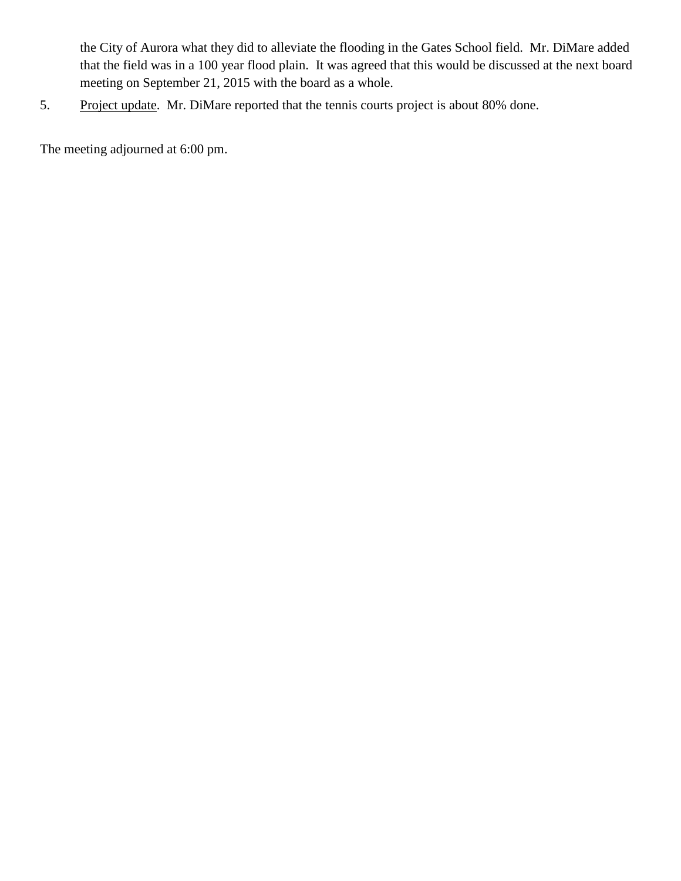the City of Aurora what they did to alleviate the flooding in the Gates School field. Mr. DiMare added that the field was in a 100 year flood plain. It was agreed that this would be discussed at the next board meeting on September 21, 2015 with the board as a whole.

5. <u>Project update</u>. Mr. DiMare reported that the tennis courts project is about 80% done.

The meeting adjourned at 6:00 pm.